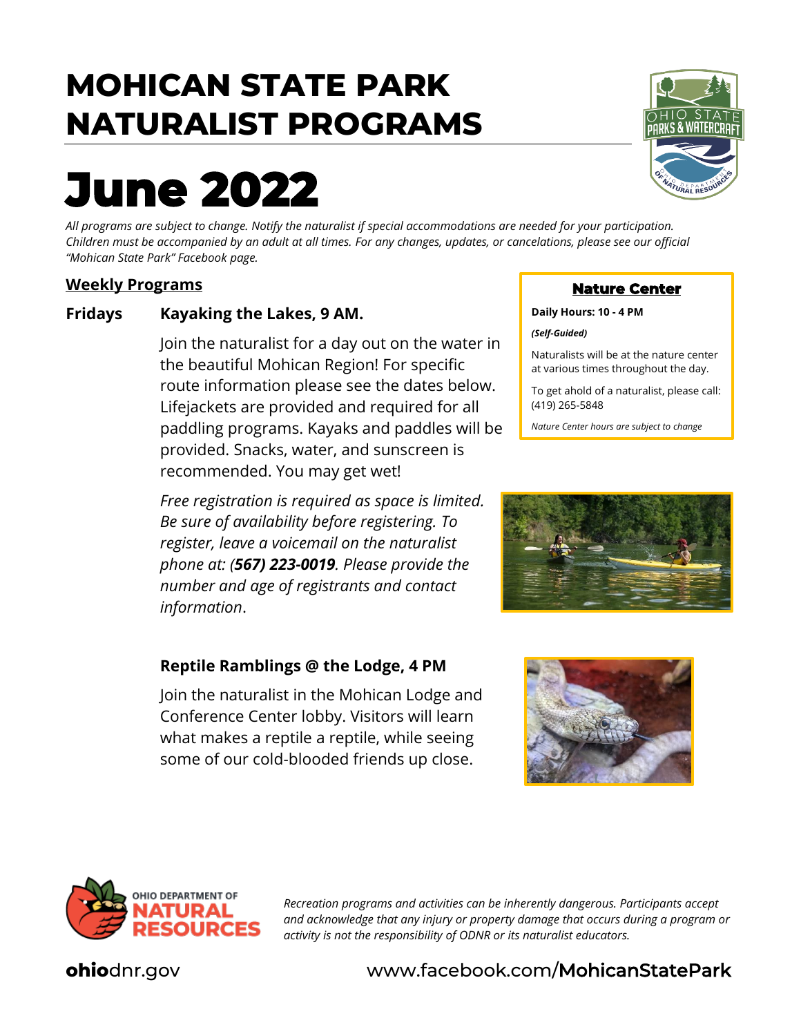# MOHICAN STATE PARK NATURALIST PROGRAMS

# June 2022

*All programs are subject to change. Notify the naturalist if special accommodations are needed for your participation. Children must be accompanied by an adult at all times. For any changes, updates, or cancelations, please see our official "Mohican State Park" Facebook page.*

## Nature Center

**Daily Hours: 10 - 4 PM**

***(Self-Guided)***

Naturalists will be at the nature center at various times throughout the day.

To get ahold of a naturalist, please call: (419) 265-5848

*Nature Center hours are subject to change*

## Weekly Programs

### Fridays

**Kayaking the Lakes, 9 AM.**

Join the naturalist for a day out on the water in the beautiful Mohican Region! For specific route information please see the dates below. Lifejackets are provided and required for all paddling programs. Kayaks and paddles will be provided. Snacks, water, and sunscreen is recommended. You may get wet!

*Free registration is required as space is limited. Be sure of availability before registering. To register, leave a voicemail on the naturalist phone at: (**567) 223-0019**. Please provide the number and age of registrants and contact information*.

**Reptile Ramblings @ the Lodge, 4 PM**

Join the naturalist in the Mohican Lodge and Conference Center lobby. Visitors will learn what makes a reptile a reptile, while seeing some of our cold-blooded friends up close.

*Recreation programs and activities can be inherently dangerous. Participants accept and acknowledge that any injury or property damage that occurs during a program or activity is not the responsibility of ODNR or its naturalist educators.*

**ohio**dnr.gov

www.facebook.com/**MohicanStatePark**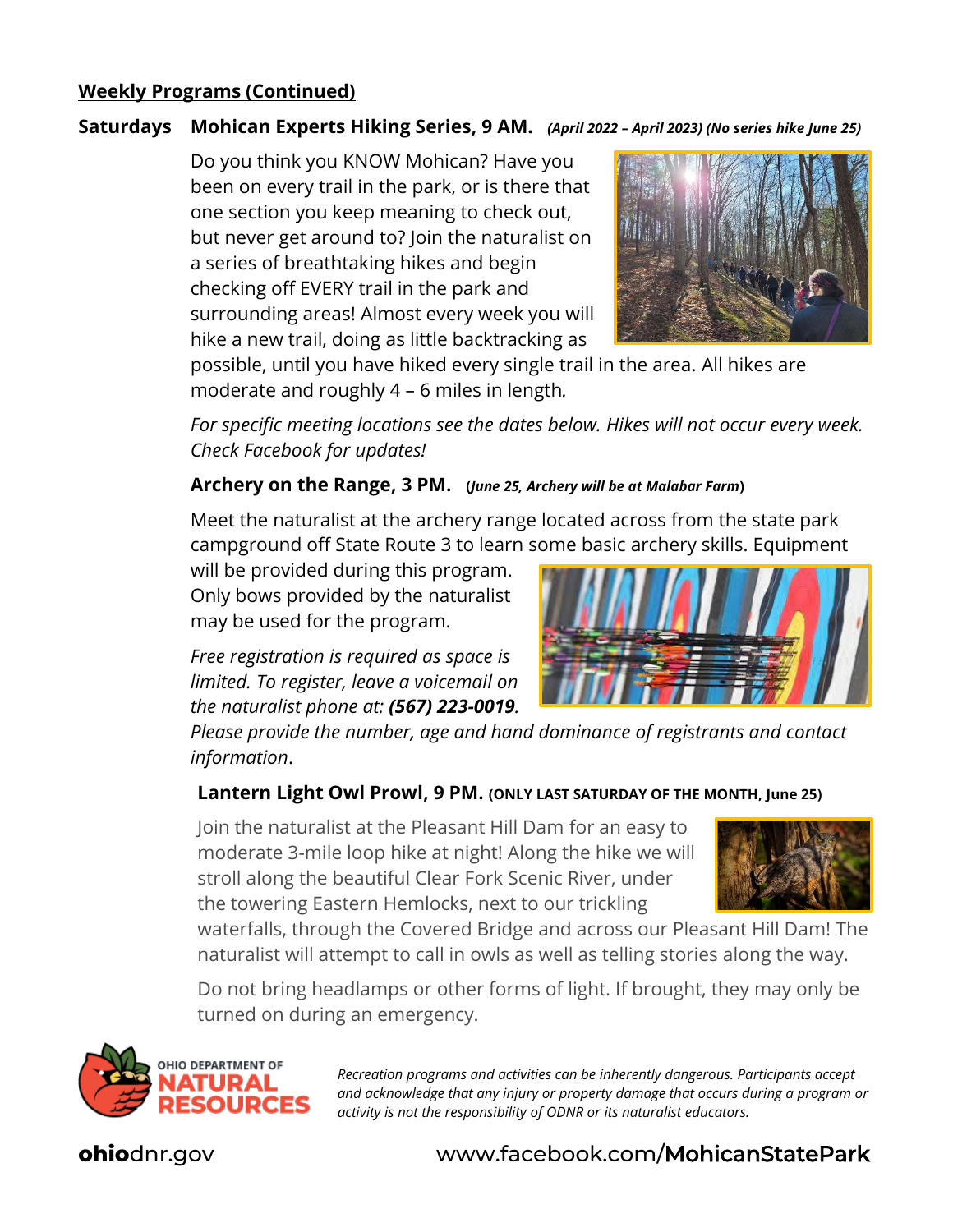## Weekly Programs (Continued)

**Saturdays** **Mohican Experts Hiking Series, 9 AM.** ***(April 2022 – April 2023) (No series hike June 25)***

Do you think you KNOW Mohican? Have you been on every trail in the park, or is there that one section you keep meaning to check out, but never get around to? Join the naturalist on a series of breathtaking hikes and begin checking off EVERY trail in the park and surrounding areas! Almost every week you will hike a new trail, doing as little backtracking as possible, until you have hiked every single trail in the area. All hikes are moderate and roughly 4 – 6 miles in length.

*For specific meeting locations see the dates below. Hikes will not occur every week. Check Facebook for updates!*

**Archery on the Range, 3 PM.** **(*June 25, Archery will be at Malabar Farm*)**

Meet the naturalist at the archery range located across from the state park campground off State Route 3 to learn some basic archery skills. Equipment will be provided during this program. Only bows provided by the naturalist may be used for the program.

*Free registration is required as space is limited. To register, leave a voicemail on the naturalist phone at:* ***(567) 223-0019****. Please provide the number, age and hand dominance of registrants and contact information*.

**Lantern Light Owl Prowl, 9 PM.** **(ONLY LAST SATURDAY OF THE MONTH, June 25)**

Join the naturalist at the Pleasant Hill Dam for an easy to moderate 3-mile loop hike at night! Along the hike we will stroll along the beautiful Clear Fork Scenic River, under the towering Eastern Hemlocks, next to our trickling waterfalls, through the Covered Bridge and across our Pleasant Hill Dam! The naturalist will attempt to call in owls as well as telling stories along the way.

Do not bring headlamps or other forms of light. If brought, they may only be turned on during an emergency.

OHIO DEPARTMENT OF NATURAL RESOURCES

*Recreation programs and activities can be inherently dangerous. Participants accept and acknowledge that any injury or property damage that occurs during a program or activity is not the responsibility of ODNR or its naturalist educators.*

**ohio**dnr.gov www.facebook.com/**MohicanStatePark**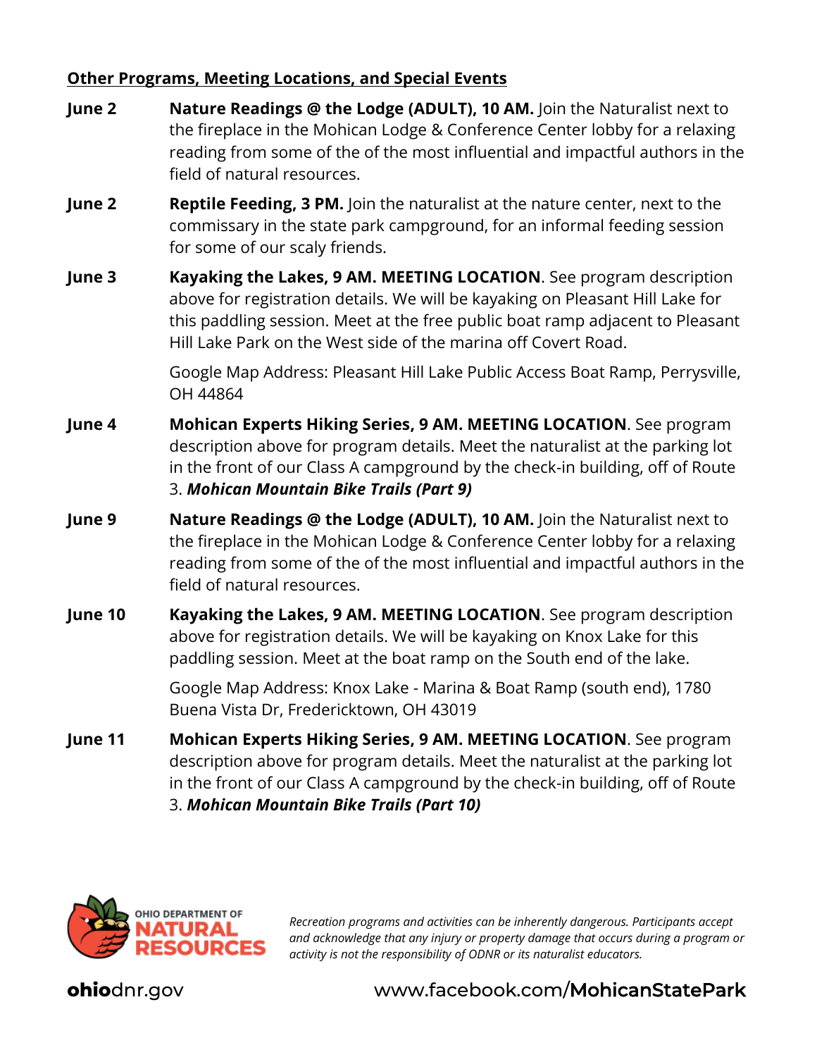**Other Programs, Meeting Locations, and Special Events**

**June 2** **Nature Readings @ the Lodge (ADULT), 10 AM.** Join the Naturalist next to the fireplace in the Mohican Lodge & Conference Center lobby for a relaxing reading from some of the of the most influential and impactful authors in the field of natural resources.

**June 2** **Reptile Feeding, 3 PM.** Join the naturalist at the nature center, next to the commissary in the state park campground, for an informal feeding session for some of our scaly friends.

**June 3** **Kayaking the Lakes, 9 AM. MEETING LOCATION**. See program description above for registration details. We will be kayaking on Pleasant Hill Lake for this paddling session. Meet at the free public boat ramp adjacent to Pleasant Hill Lake Park on the West side of the marina off Covert Road.

Google Map Address: Pleasant Hill Lake Public Access Boat Ramp, Perrysville, OH 44864

**June 4** **Mohican Experts Hiking Series, 9 AM. MEETING LOCATION**. See program description above for program details. Meet the naturalist at the parking lot in the front of our Class A campground by the check-in building, off of Route 3. ***Mohican Mountain Bike Trails (Part 9)***

**June 9** **Nature Readings @ the Lodge (ADULT), 10 AM.** Join the Naturalist next to the fireplace in the Mohican Lodge & Conference Center lobby for a relaxing reading from some of the of the most influential and impactful authors in the field of natural resources.

**June 10** **Kayaking the Lakes, 9 AM. MEETING LOCATION**. See program description above for registration details. We will be kayaking on Knox Lake for this paddling session. Meet at the boat ramp on the South end of the lake.

Google Map Address: Knox Lake - Marina & Boat Ramp (south end), 1780 Buena Vista Dr, Fredericktown, OH 43019

**June 11** **Mohican Experts Hiking Series, 9 AM. MEETING LOCATION**. See program description above for program details. Meet the naturalist at the parking lot in the front of our Class A campground by the check-in building, off of Route 3. ***Mohican Mountain Bike Trails (Part 10)***

OHIO DEPARTMENT OF NATURAL RESOURCES

*Recreation programs and activities can be inherently dangerous. Participants accept and acknowledge that any injury or property damage that occurs during a program or activity is not the responsibility of ODNR or its naturalist educators.*

**ohio**dnr.gov www.facebook.com/**MohicanStatePark**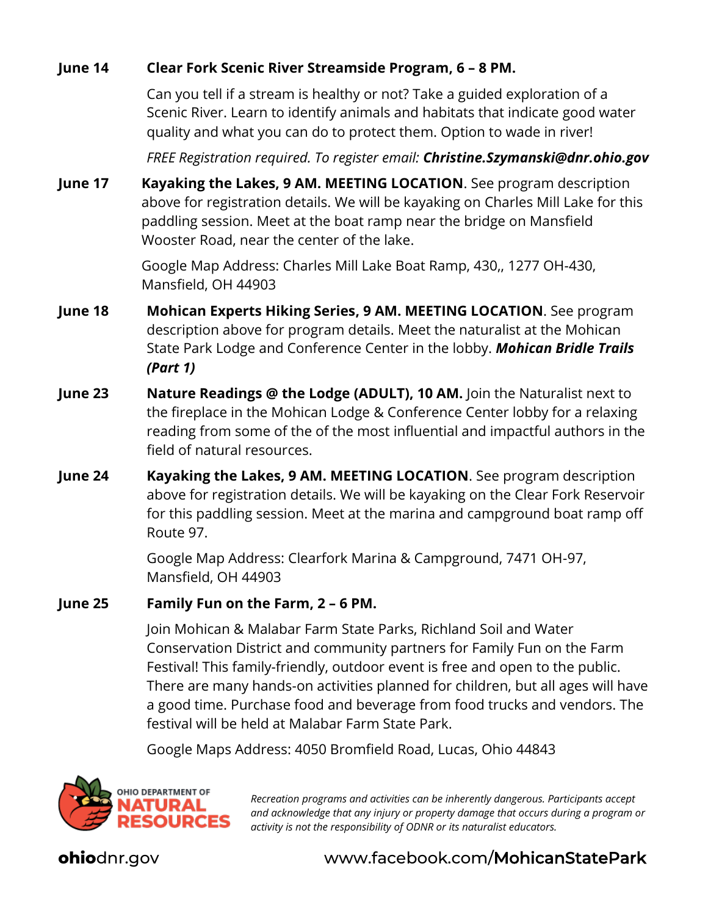**June 14** **Clear Fork Scenic River Streamside Program, 6 – 8 PM.**

Can you tell if a stream is healthy or not? Take a guided exploration of a Scenic River. Learn to identify animals and habitats that indicate good water quality and what you can do to protect them. Option to wade in river!

*FREE Registration required. To register email:* ***Christine.Szymanski@dnr.ohio.gov***

**June 17** **Kayaking the Lakes, 9 AM. MEETING LOCATION**. See program description above for registration details. We will be kayaking on Charles Mill Lake for this paddling session. Meet at the boat ramp near the bridge on Mansfield Wooster Road, near the center of the lake.

Google Map Address: Charles Mill Lake Boat Ramp, 430,, 1277 OH-430, Mansfield, OH 44903

**June 18** **Mohican Experts Hiking Series, 9 AM. MEETING LOCATION**. See program description above for program details. Meet the naturalist at the Mohican State Park Lodge and Conference Center in the lobby. ***Mohican Bridle Trails (Part 1)***

**June 23** **Nature Readings @ the Lodge (ADULT), 10 AM.** Join the Naturalist next to the fireplace in the Mohican Lodge & Conference Center lobby for a relaxing reading from some of the of the most influential and impactful authors in the field of natural resources.

**June 24** **Kayaking the Lakes, 9 AM. MEETING LOCATION**. See program description above for registration details. We will be kayaking on the Clear Fork Reservoir for this paddling session. Meet at the marina and campground boat ramp off Route 97.

Google Map Address: Clearfork Marina & Campground, 7471 OH-97, Mansfield, OH 44903

**June 25** **Family Fun on the Farm, 2 – 6 PM.**

Join Mohican & Malabar Farm State Parks, Richland Soil and Water Conservation District and community partners for Family Fun on the Farm Festival! This family-friendly, outdoor event is free and open to the public. There are many hands-on activities planned for children, but all ages will have a good time. Purchase food and beverage from food trucks and vendors. The festival will be held at Malabar Farm State Park.

Google Maps Address: 4050 Bromfield Road, Lucas, Ohio 44843

OHIO DEPARTMENT OF NATURAL RESOURCES

*Recreation programs and activities can be inherently dangerous. Participants accept and acknowledge that any injury or property damage that occurs during a program or activity is not the responsibility of ODNR or its naturalist educators.*

**ohio**dnr.gov www.facebook.com/**MohicanStatePark**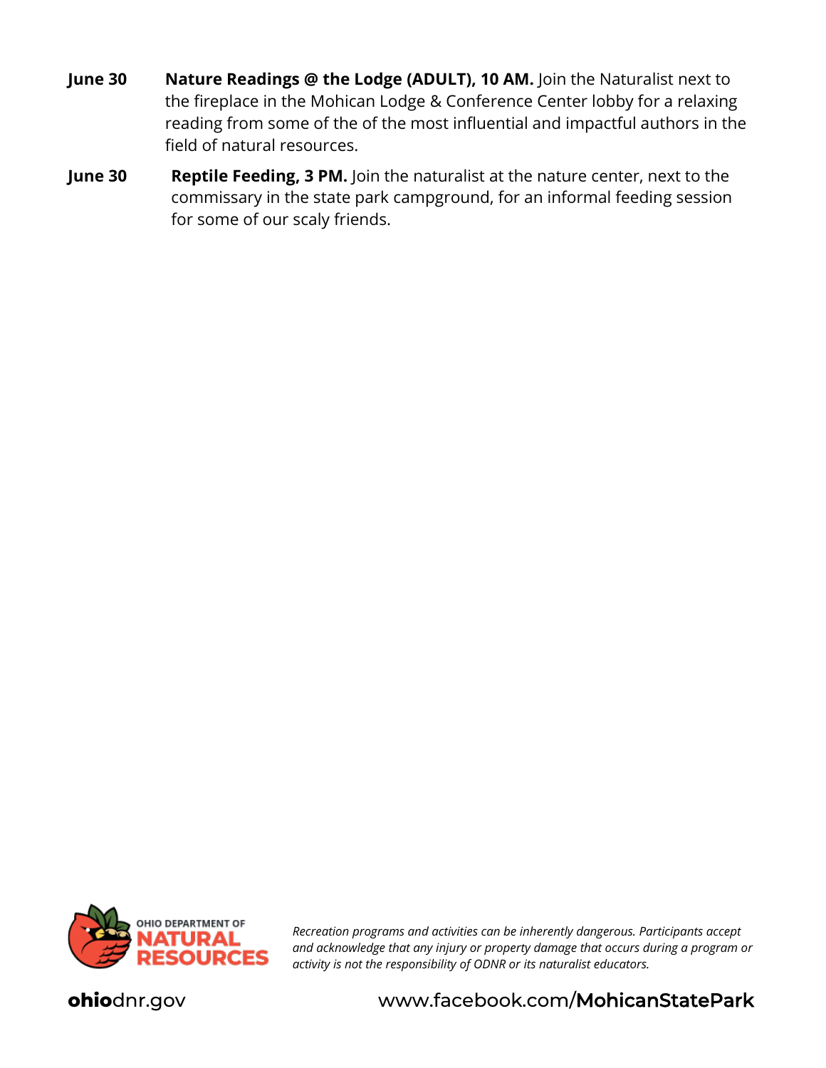**June 30** **Nature Readings @ the Lodge (ADULT), 10 AM.** Join the Naturalist next to the fireplace in the Mohican Lodge & Conference Center lobby for a relaxing reading from some of the of the most influential and impactful authors in the field of natural resources.

**June 30** **Reptile Feeding, 3 PM.** Join the naturalist at the nature center, next to the commissary in the state park campground, for an informal feeding session for some of our scaly friends.

OHIO DEPARTMENT OF NATURAL RESOURCES

*Recreation programs and activities can be inherently dangerous. Participants accept and acknowledge that any injury or property damage that occurs during a program or activity is not the responsibility of ODNR or its naturalist educators.*

**ohio**dnr.gov www.facebook.com/**MohicanStatePark**